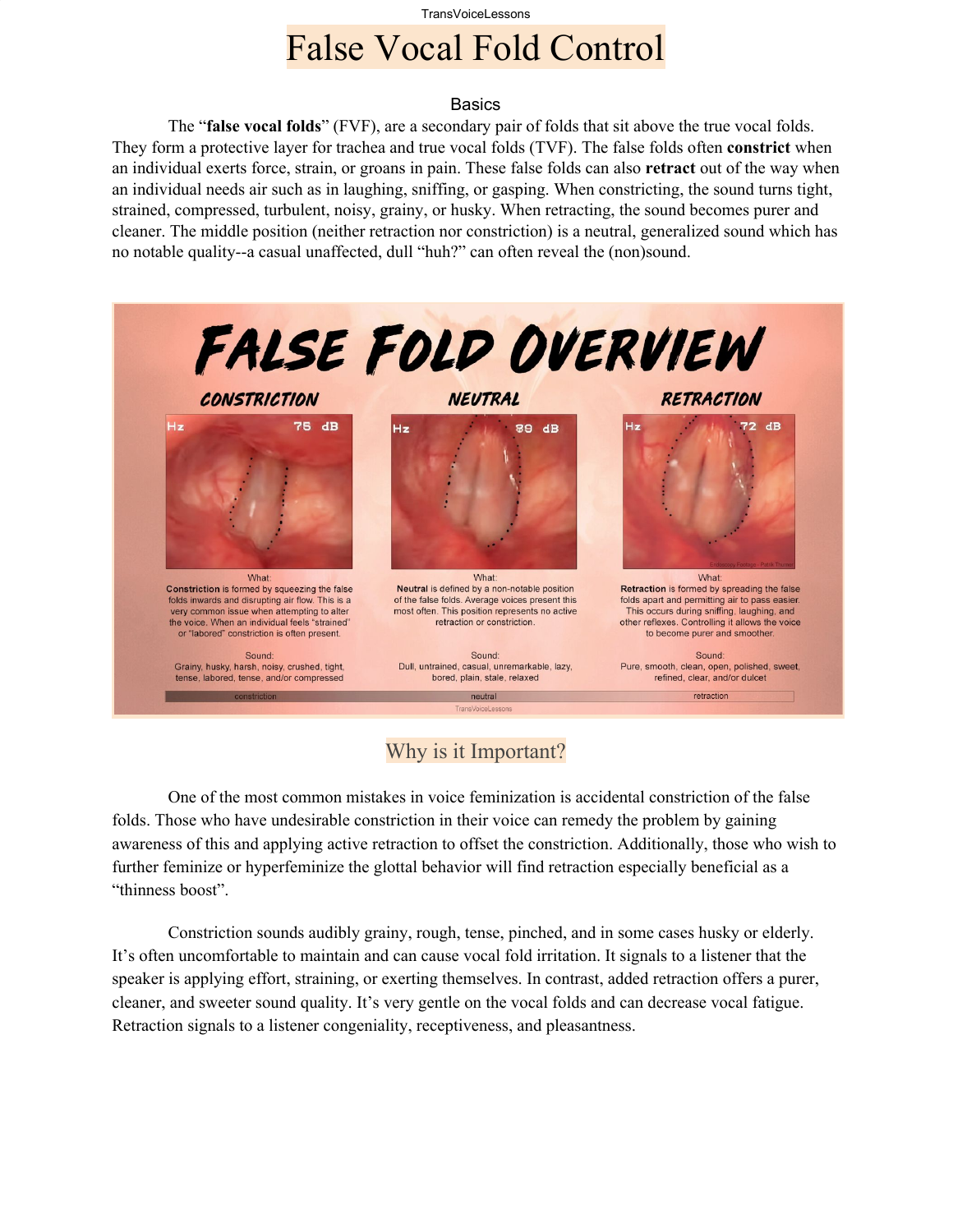# False Vocal Fold Control

### Basics

The "**false vocal folds**" (FVF), are a secondary pair of folds that sit above the true vocal folds. They form a protective layer for trachea and true vocal folds (TVF). The false folds often **constrict** when an individual exerts force, strain, or groans in pain. These false folds can also **retract** out of the way when an individual needs air such as in laughing, sniffing, or gasping. When constricting, the sound turns tight, strained, compressed, turbulent, noisy, grainy, or husky. When retracting, the sound becomes purer and cleaner. The middle position (neither retraction nor constriction) is a neutral, generalized sound which has no notable quality--a casual unaffected, dull "huh?" can often reveal the (non)sound.

## FALSE FOLD OVERVIEW

| CONSTRICTION | NEUTRAL | RETRACTION |
| --- | --- | --- |
| Hz 75 dB | Hz 89 dB | Hz 72 dB |
| What: **Constriction** is formed by squeezing the false folds inwards and disrupting air flow. This is a very common issue when attempting to alter the voice. When an individual feels "strained" or "labored" constriction is often present. | What: **Neutral** is defined by a non-notable position of the false folds. Average voices present this most often. This position represents no active retraction or constriction. | What: **Retraction** is formed by spreading the false folds apart and permitting air to pass easier. This occurs during sniffing, laughing, and other reflexes. Controlling it allows the voice to become purer and smoother. |
| Sound: Grainy, husky, harsh, noisy, crushed, tight, tense, labored, tense, and/or compressed | Sound: Dull, untrained, casual, unremarkable, lazy, bored, plain, stale, relaxed | Sound: Pure, smooth, clean, open, polished, sweet, refined, clear, and/or dulcet |

constriction — neutral — retraction

Endoscopy Footage / Patrik Thurner

TransVoiceLessons

## Why is it Important?

One of the most common mistakes in voice feminization is accidental constriction of the false folds. Those who have undesirable constriction in their voice can remedy the problem by gaining awareness of this and applying active retraction to offset the constriction. Additionally, those who wish to further feminize or hyperfeminize the glottal behavior will find retraction especially beneficial as a "thinness boost".

Constriction sounds audibly grainy, rough, tense, pinched, and in some cases husky or elderly. It's often uncomfortable to maintain and can cause vocal fold irritation. It signals to a listener that the speaker is applying effort, straining, or exerting themselves. In contrast, added retraction offers a purer, cleaner, and sweeter sound quality. It's very gentle on the vocal folds and can decrease vocal fatigue. Retraction signals to a listener congeniality, receptiveness, and pleasantness.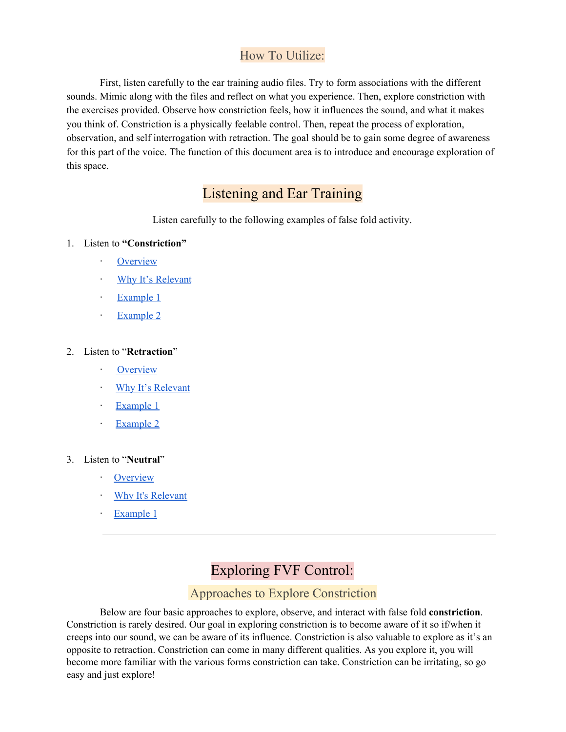## How To Utilize:

First, listen carefully to the ear training audio files. Try to form associations with the different sounds. Mimic along with the files and reflect on what you experience. Then, explore constriction with the exercises provided. Observe how constriction feels, how it influences the sound, and what it makes you think of. Constriction is a physically feelable control. Then, repeat the process of exploration, observation, and self interrogation with retraction. The goal should be to gain some degree of awareness for this part of the voice. The function of this document area is to introduce and encourage exploration of this space.

## Listening and Ear Training

Listen carefully to the following examples of false fold activity.

1. Listen to **"Constriction"**
   - Overview
   - Why It's Relevant
   - Example 1
   - Example 2

2. Listen to "**Retraction**"
   - Overview
   - Why It's Relevant
   - Example 1
   - Example 2

3. Listen to "**Neutral**"
   - Overview
   - Why It's Relevant
   - Example 1

---

# Exploring FVF Control:

## Approaches to Explore Constriction

Below are four basic approaches to explore, observe, and interact with false fold **constriction**. Constriction is rarely desired. Our goal in exploring constriction is to become aware of it so if/when it creeps into our sound, we can be aware of its influence. Constriction is also valuable to explore as it's an opposite to retraction. Constriction can come in many different qualities. As you explore it, you will become more familiar with the various forms constriction can take. Constriction can be irritating, so go easy and just explore!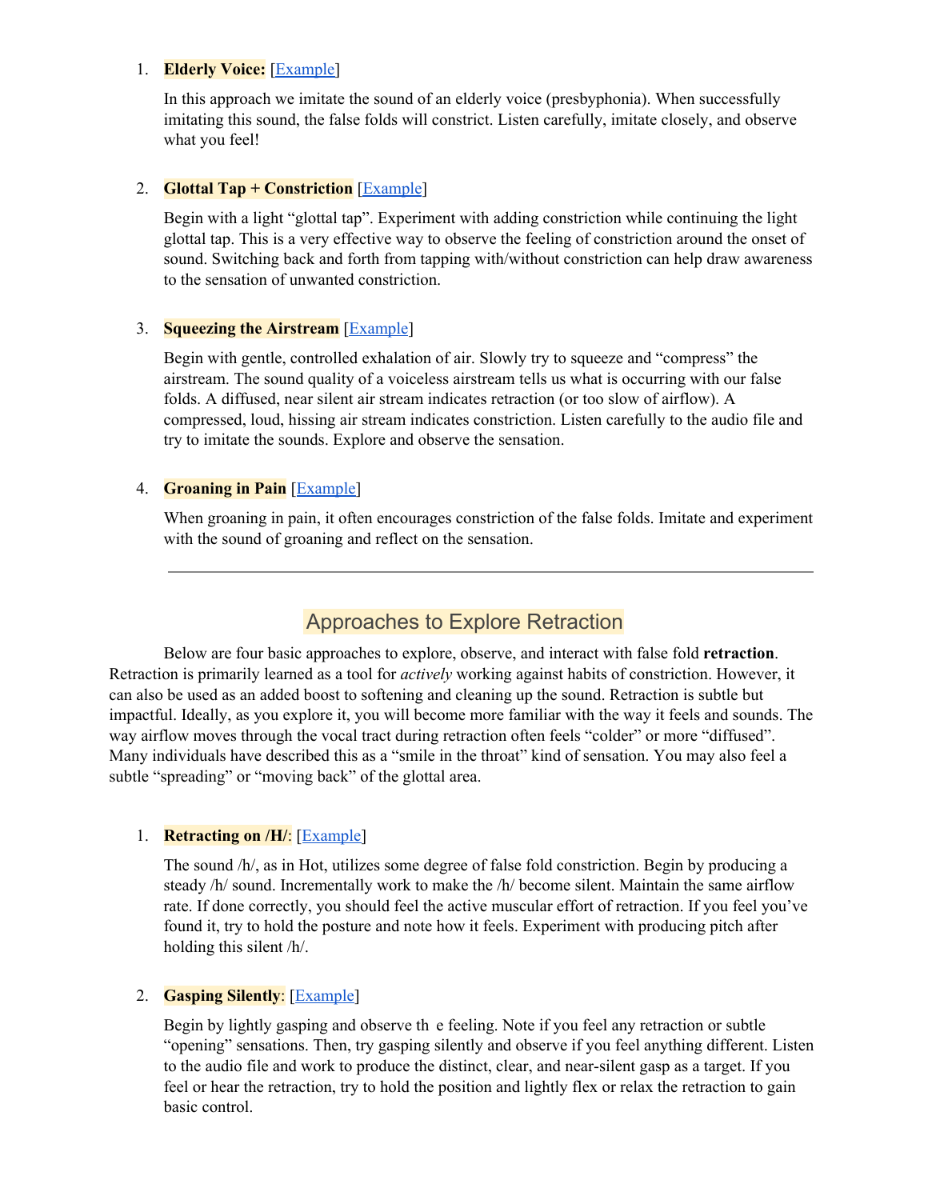1. **Elderly Voice:** [Example]

   In this approach we imitate the sound of an elderly voice (presbyphonia). When successfully imitating this sound, the false folds will constrict. Listen carefully, imitate closely, and observe what you feel!

2. **Glottal Tap + Constriction** [Example]

   Begin with a light "glottal tap". Experiment with adding constriction while continuing the light glottal tap. This is a very effective way to observe the feeling of constriction around the onset of sound. Switching back and forth from tapping with/without constriction can help draw awareness to the sensation of unwanted constriction.

3. **Squeezing the Airstream** [Example]

   Begin with gentle, controlled exhalation of air. Slowly try to squeeze and "compress" the airstream. The sound quality of a voiceless airstream tells us what is occurring with our false folds. A diffused, near silent air stream indicates retraction (or too slow of airflow). A compressed, loud, hissing air stream indicates constriction. Listen carefully to the audio file and try to imitate the sounds. Explore and observe the sensation.

4. **Groaning in Pain** [Example]

   When groaning in pain, it often encourages constriction of the false folds. Imitate and experiment with the sound of groaning and reflect on the sensation.

---

## Approaches to Explore Retraction

Below are four basic approaches to explore, observe, and interact with false fold **retraction**. Retraction is primarily learned as a tool for *actively* working against habits of constriction. However, it can also be used as an added boost to softening and cleaning up the sound. Retraction is subtle but impactful. Ideally, as you explore it, you will become more familiar with the way it feels and sounds. The way airflow moves through the vocal tract during retraction often feels "colder" or more "diffused". Many individuals have described this as a "smile in the throat" kind of sensation. You may also feel a subtle "spreading" or "moving back" of the glottal area.

1. **Retracting on /H/**: [Example]

   The sound /h/, as in Hot, utilizes some degree of false fold constriction. Begin by producing a steady /h/ sound. Incrementally work to make the /h/ become silent. Maintain the same airflow rate. If done correctly, you should feel the active muscular effort of retraction. If you feel you've found it, try to hold the posture and note how it feels. Experiment with producing pitch after holding this silent /h/.

2. **Gasping Silently**: [Example]

   Begin by lightly gasping and observe th e feeling. Note if you feel any retraction or subtle "opening" sensations. Then, try gasping silently and observe if you feel anything different. Listen to the audio file and work to produce the distinct, clear, and near-silent gasp as a target. If you feel or hear the retraction, try to hold the position and lightly flex or relax the retraction to gain basic control.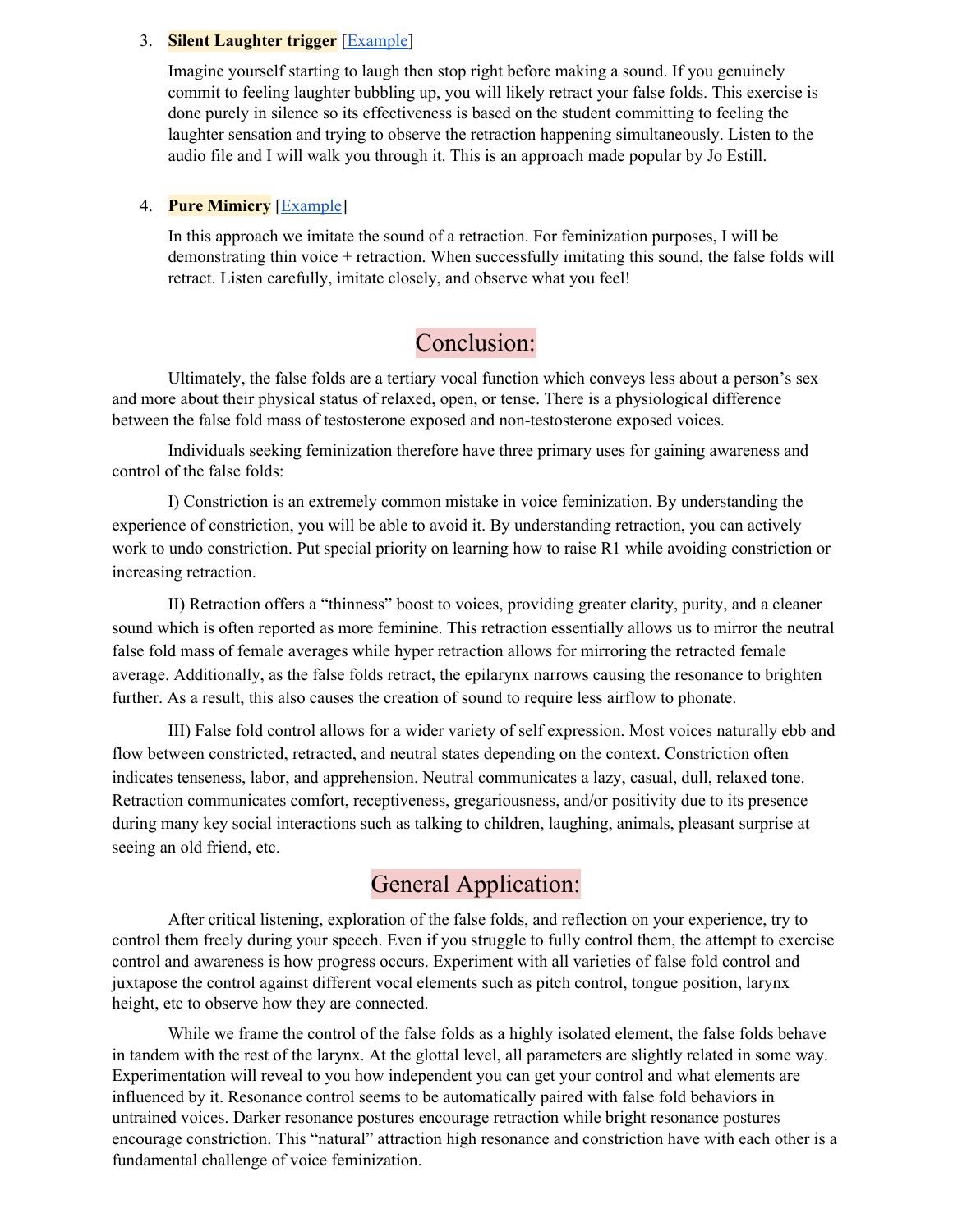3. **Silent Laughter trigger** [Example]

   Imagine yourself starting to laugh then stop right before making a sound. If you genuinely commit to feeling laughter bubbling up, you will likely retract your false folds. This exercise is done purely in silence so its effectiveness is based on the student committing to feeling the laughter sensation and trying to observe the retraction happening simultaneously. Listen to the audio file and I will walk you through it. This is an approach made popular by Jo Estill.

4. **Pure Mimicry** [Example]

   In this approach we imitate the sound of a retraction. For feminization purposes, I will be demonstrating thin voice + retraction. When successfully imitating this sound, the false folds will retract. Listen carefully, imitate closely, and observe what you feel!

## Conclusion:

Ultimately, the false folds are a tertiary vocal function which conveys less about a person's sex and more about their physical status of relaxed, open, or tense. There is a physiological difference between the false fold mass of testosterone exposed and non-testosterone exposed voices.

Individuals seeking feminization therefore have three primary uses for gaining awareness and control of the false folds:

I) Constriction is an extremely common mistake in voice feminization. By understanding the experience of constriction, you will be able to avoid it. By understanding retraction, you can actively work to undo constriction. Put special priority on learning how to raise R1 while avoiding constriction or increasing retraction.

II) Retraction offers a "thinness" boost to voices, providing greater clarity, purity, and a cleaner sound which is often reported as more feminine. This retraction essentially allows us to mirror the neutral false fold mass of female averages while hyper retraction allows for mirroring the retracted female average. Additionally, as the false folds retract, the epilarynx narrows causing the resonance to brighten further. As a result, this also causes the creation of sound to require less airflow to phonate.

III) False fold control allows for a wider variety of self expression. Most voices naturally ebb and flow between constricted, retracted, and neutral states depending on the context. Constriction often indicates tenseness, labor, and apprehension. Neutral communicates a lazy, casual, dull, relaxed tone. Retraction communicates comfort, receptiveness, gregariousness, and/or positivity due to its presence during many key social interactions such as talking to children, laughing, animals, pleasant surprise at seeing an old friend, etc.

## General Application:

After critical listening, exploration of the false folds, and reflection on your experience, try to control them freely during your speech. Even if you struggle to fully control them, the attempt to exercise control and awareness is how progress occurs. Experiment with all varieties of false fold control and juxtapose the control against different vocal elements such as pitch control, tongue position, larynx height, etc to observe how they are connected.

While we frame the control of the false folds as a highly isolated element, the false folds behave in tandem with the rest of the larynx. At the glottal level, all parameters are slightly related in some way. Experimentation will reveal to you how independent you can get your control and what elements are influenced by it. Resonance control seems to be automatically paired with false fold behaviors in untrained voices. Darker resonance postures encourage retraction while bright resonance postures encourage constriction. This "natural" attraction high resonance and constriction have with each other is a fundamental challenge of voice feminization.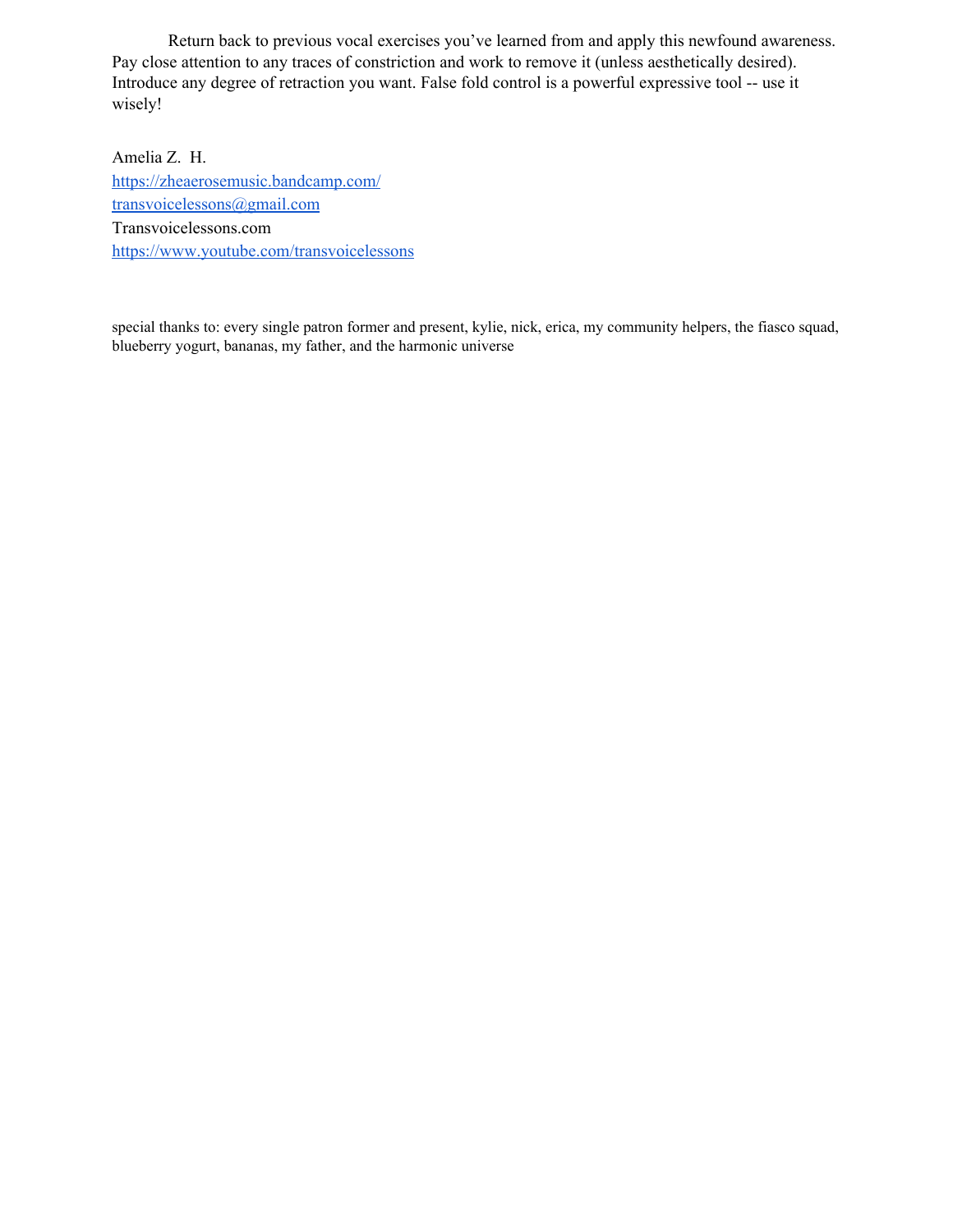Return back to previous vocal exercises you've learned from and apply this newfound awareness. Pay close attention to any traces of constriction and work to remove it (unless aesthetically desired). Introduce any degree of retraction you want. False fold control is a powerful expressive tool -- use it wisely!

Amelia Z. H.
https://zheaerosemusic.bandcamp.com/
transvoicelessons@gmail.com
Transvoicelessons.com
https://www.youtube.com/transvoicelessons

special thanks to: every single patron former and present, kylie, nick, erica, my community helpers, the fiasco squad, blueberry yogurt, bananas, my father, and the harmonic universe